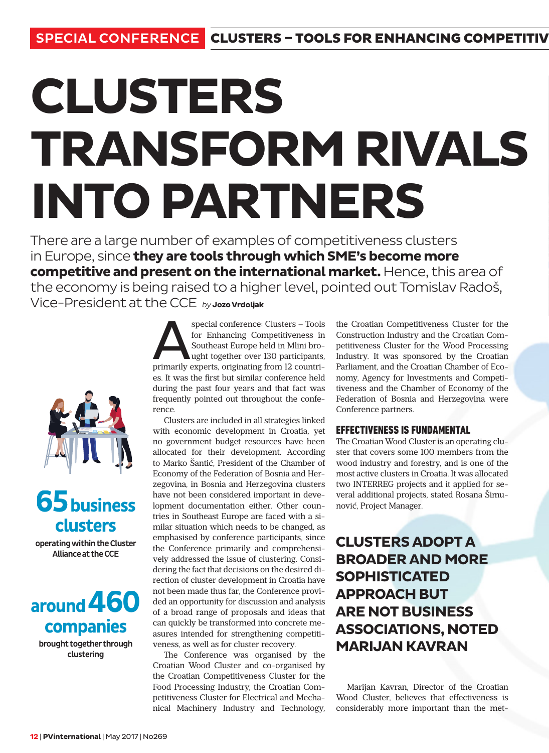# CLUSTERS TRANSFORM RIVALS INTO PARTNERS

There are a large number of examples of competitiveness clusters in Europe, since **they are tools through which SME's become more competitive and present on the international market.** Hence, this area of the economy is being raised to a higher level, pointed out Tomislav Radoš, Vice-President at the CCE *by* **Jozo Vrdoljak**

**65 business clusters**
operating within the Cluster Alliance at the CCE

**around 460 companies**
brought together through clustering

A special conference: Clusters – Tools for Enhancing Competitiveness in Southeast Europe held in Mlini brought together over 130 participants, primarily experts, originating from 12 countries. It was the first but similar conference held during the past four years and that fact was frequently pointed out throughout the conference.

Clusters are included in all strategies linked with economic development in Croatia, yet no government budget resources have been allocated for their development. According to Marko Šantić, President of the Chamber of Economy of the Federation of Bosnia and Herzegovina, in Bosnia and Herzegovina clusters have not been considered important in development documentation either. Other countries in Southeast Europe are faced with a similar situation which needs to be changed, as emphasised by conference participants, since the Conference primarily and comprehensively addressed the issue of clustering. Considering the fact that decisions on the desired direction of cluster development in Croatia have not been made thus far, the Conference provided an opportunity for discussion and analysis of a broad range of proposals and ideas that can quickly be transformed into concrete measures intended for strengthening competitiveness, as well as for cluster recovery.

The Conference was organised by the Croatian Wood Cluster and co-organised by the Croatian Competitiveness Cluster for the Food Processing Industry, the Croatian Competitiveness Cluster for Electrical and Mechanical Machinery Industry and Technology, the Croatian Competitiveness Cluster for the Construction Industry and the Croatian Competitiveness Cluster for the Wood Processing Industry. It was sponsored by the Croatian Parliament, and the Croatian Chamber of Economy, Agency for Investments and Competitiveness and the Chamber of Economy of the Federation of Bosnia and Herzegovina were Conference partners.

## EFFECTIVENESS IS FUNDAMENTAL

The Croatian Wood Cluster is an operating cluster that covers some 100 members from the wood industry and forestry, and is one of the most active clusters in Croatia. It was allocated two INTERREG projects and it applied for several additional projects, stated Rosana Šimunović, Project Manager.

**CLUSTERS ADOPT A BROADER AND MORE SOPHISTICATED APPROACH BUT ARE NOT BUSINESS ASSOCIATIONS, NOTED MARIJAN KAVRAN**

Marijan Kavran, Director of the Croatian Wood Cluster, believes that effectiveness is considerably more important than the met-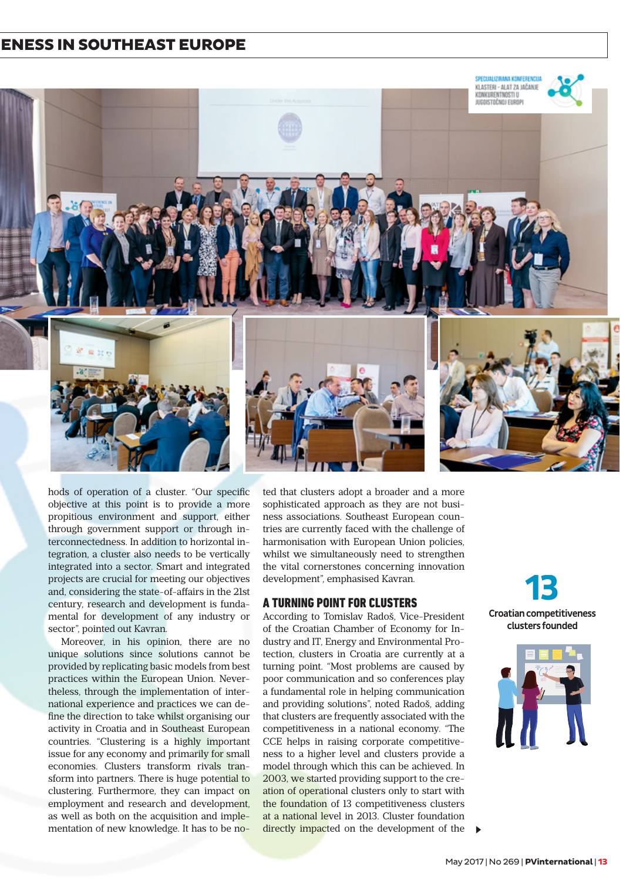hods of operation of a cluster. "Our specific objective at this point is to provide a more propitious environment and support, either through government support or through interconnectedness. In addition to horizontal integration, a cluster also needs to be vertically integrated into a sector. Smart and integrated projects are crucial for meeting our objectives and, considering the state-of-affairs in the 21st century, research and development is fundamental for development of any industry or sector", pointed out Kavran.

Moreover, in his opinion, there are no unique solutions since solutions cannot be provided by replicating basic models from best practices within the European Union. Nevertheless, through the implementation of international experience and practices we can define the direction to take whilst organising our activity in Croatia and in Southeast European countries. "Clustering is a highly important issue for any economy and primarily for small economies. Clusters transform rivals transform into partners. There is huge potential to clustering. Furthermore, they can impact on employment and research and development, as well as both on the acquisition and implementation of new knowledge. It has to be noted that clusters adopt a broader and a more sophisticated approach as they are not business associations. Southeast European countries are currently faced with the challenge of harmonisation with European Union policies, whilst we simultaneously need to strengthen the vital cornerstones concerning innovation development", emphasised Kavran.

## A TURNING POINT FOR CLUSTERS

According to Tomislav Radoš, Vice-President of the Croatian Chamber of Economy for Industry and IT, Energy and Environmental Protection, clusters in Croatia are currently at a turning point. "Most problems are caused by poor communication and so conferences play a fundamental role in helping communication and providing solutions", noted Radoš, adding that clusters are frequently associated with the competitiveness in a national economy. "The CCE helps in raising corporate competitiveness to a higher level and clusters provide a model through which this can be achieved. In 2003, we started providing support to the creation of operational clusters only to start with the foundation of 13 competitiveness clusters at a national level in 2013. Cluster foundation directly impacted on the development of the

**13**
Croatian competitiveness clusters founded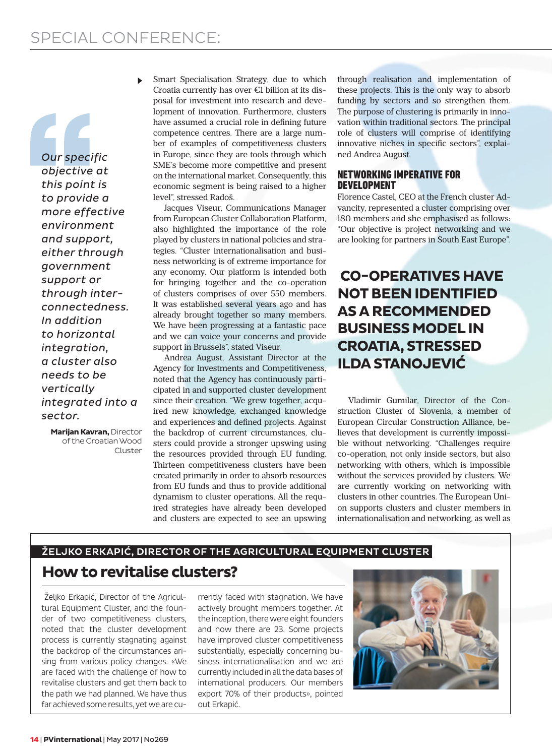> Our specific objective at this point is to provide a more effective environment and support, either through government support or through inter-connectedness. In addition to horizontal integration, a cluster also needs to be vertically integrated into a sector.
>
> **Marijan Kavran,** Director of the Croatian Wood Cluster

Smart Specialisation Strategy, due to which Croatia currently has over €1 billion at its disposal for investment into research and development of innovation. Furthermore, clusters have assumed a crucial role in defining future competence centres. There are a large number of examples of competitiveness clusters in Europe, since they are tools through which SME's become more competitive and present on the international market. Consequently, this economic segment is being raised to a higher level", stressed Radoš.

Jacques Viseur, Communications Manager from European Cluster Collaboration Platform, also highlighted the importance of the role played by clusters in national policies and strategies. "Cluster internationalisation and business networking is of extreme importance for any economy. Our platform is intended both for bringing together and the co-operation of clusters comprises of over 550 members. It was established several years ago and has already brought together so many members. We have been progressing at a fantastic pace and we can voice your concerns and provide support in Brussels", stated Viseur.

Andrea August, Assistant Director at the Agency for Investments and Competitiveness, noted that the Agency has continuously participated in and supported cluster development since their creation. "We grew together, acquired new knowledge, exchanged knowledge and experiences and defined projects. Against the backdrop of current circumstances, clusters could provide a stronger upswing using the resources provided through EU funding. Thirteen competitiveness clusters have been created primarily in order to absorb resources from EU funds and thus to provide additional dynamism to cluster operations. All the required strategies have already been developed and clusters are expected to see an upswing through realisation and implementation of these projects. This is the only way to absorb funding by sectors and so strengthen them. The purpose of clustering is primarily in innovation within traditional sectors. The principal role of clusters will comprise of identifying innovative niches in specific sectors", explained Andrea August.

### NETWORKING IMPERATIVE FOR DEVELOPMENT

Florence Castel, CEO at the French cluster Advancity, represented a cluster comprising over 180 members and she emphasised as follows: "Our objective is project networking and we are looking for partners in South East Europe".

## CO-OPERATIVES HAVE NOT BEEN IDENTIFIED AS A RECOMMENDED BUSINESS MODEL IN CROATIA, STRESSED ILDA STANOJEVIĆ

Vladimir Gumilar, Director of the Construction Cluster of Slovenia, a member of European Circular Construction Alliance, believes that development is currently impossible without networking. "Challenges require co-operation, not only inside sectors, but also networking with others, which is impossible without the services provided by clusters. We are currently working on networking with clusters in other countries. The European Union supports clusters and cluster members in internationalisation and networking, as well as

**ŽELJKO ERKAPIĆ, DIRECTOR OF THE AGRICULTURAL EQUIPMENT CLUSTER**

## How to revitalise clusters?

Željko Erkapić, Director of the Agricultural Equipment Cluster, and the founder of two competitiveness clusters, noted that the cluster development process is currently stagnating against the backdrop of the circumstances arising from various policy changes. «We are faced with the challenge of how to revitalise clusters and get them back to the path we had planned. We have thus far achieved some results, yet we are currently faced with stagnation. We have actively brought members together. At the inception, there were eight founders and now there are 23. Some projects have improved cluster competitiveness substantially, especially concerning business internationalisation and we are currently included in all the data bases of international producers. Our members export 70% of their products», pointed out Erkapić.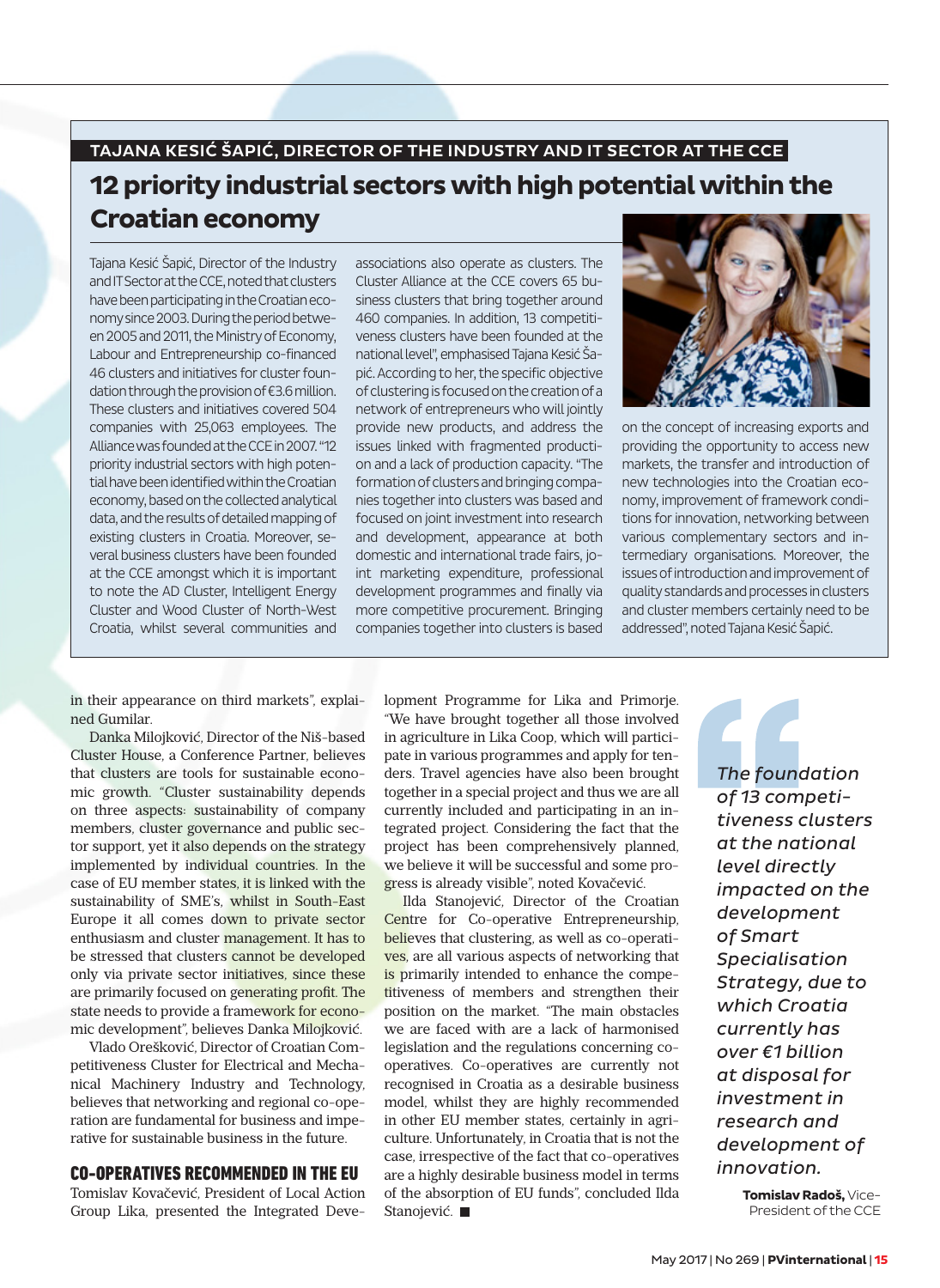## TAJANA KESIĆ ŠAPIĆ, DIRECTOR OF THE INDUSTRY AND IT SECTOR AT THE CCE

# 12 priority industrial sectors with high potential within the Croatian economy

Tajana Kesić Šapić, Director of the Industry and IT Sector at the CCE, noted that clusters have been participating in the Croatian economy since 2003. During the period between 2005 and 2011, the Ministry of Economy, Labour and Entrepreneurship co-financed 46 clusters and initiatives for cluster foundation through the provision of €3.6 million. These clusters and initiatives covered 504 companies with 25,063 employees. The Alliance was founded at the CCE in 2007. "12 priority industrial sectors with high potential have been identified within the Croatian economy, based on the collected analytical data, and the results of detailed mapping of existing clusters in Croatia. Moreover, several business clusters have been founded at the CCE amongst which it is important to note the AD Cluster, Intelligent Energy Cluster and Wood Cluster of North-West Croatia, whilst several communities and associations also operate as clusters. The Cluster Alliance at the CCE covers 65 business clusters that bring together around 460 companies. In addition, 13 competitiveness clusters have been founded at the national level", emphasised Tajana Kesić Šapić. According to her, the specific objective of clustering is focused on the creation of a network of entrepreneurs who will jointly provide new products, and address the issues linked with fragmented production and a lack of production capacity. "The formation of clusters and bringing companies together into clusters was based and focused on joint investment into research and development, appearance at both domestic and international trade fairs, joint marketing expenditure, professional development programmes and finally via more competitive procurement. Bringing companies together into clusters is based on the concept of increasing exports and providing the opportunity to access new markets, the transfer and introduction of new technologies into the Croatian economy, improvement of framework conditions for innovation, networking between various complementary sectors and intermediary organisations. Moreover, the issues of introduction and improvement of quality standards and processes in clusters and cluster members certainly need to be addressed", noted Tajana Kesić Šapić.

in their appearance on third markets", explained Gumilar.

Danka Milojković, Director of the Niš-based Cluster House, a Conference Partner, believes that clusters are tools for sustainable economic growth. "Cluster sustainability depends on three aspects: sustainability of company members, cluster governance and public sector support, yet it also depends on the strategy implemented by individual countries. In the case of EU member states, it is linked with the sustainability of SME's, whilst in South-East Europe it all comes down to private sector enthusiasm and cluster management. It has to be stressed that clusters cannot be developed only via private sector initiatives, since these are primarily focused on generating profit. The state needs to provide a framework for economic development", believes Danka Milojković.

Vlado Orešković, Director of Croatian Competitiveness Cluster for Electrical and Mechanical Machinery Industry and Technology, believes that networking and regional co-operation are fundamental for business and imperative for sustainable business in the future.

### CO-OPERATIVES RECOMMENDED IN THE EU

Tomislav Kovačević, President of Local Action Group Lika, presented the Integrated Development Programme for Lika and Primorje. "We have brought together all those involved in agriculture in Lika Coop, which will participate in various programmes and apply for tenders. Travel agencies have also been brought together in a special project and thus we are all currently included and participating in an integrated project. Considering the fact that the project has been comprehensively planned, we believe it will be successful and some progress is already visible", noted Kovačević.

Ilda Stanojević, Director of the Croatian Centre for Co-operative Entrepreneurship, believes that clustering, as well as co-operatives, are all various aspects of networking that is primarily intended to enhance the competitiveness of members and strengthen their position on the market. "The main obstacles we are faced with are a lack of harmonised legislation and the regulations concerning co-operatives. Co-operatives are currently not recognised in Croatia as a desirable business model, whilst they are highly recommended in other EU member states, certainly in agriculture. Unfortunately, in Croatia that is not the case, irrespective of the fact that co-operatives are a highly desirable business model in terms of the absorption of EU funds", concluded Ilda Stanojević. ■

> *The foundation of 13 competitiveness clusters at the national level directly impacted on the development of Smart Specialisation Strategy, due to which Croatia currently has over €1 billion at disposal for investment in research and development of innovation.*
>
> **Tomislav Radoš,** Vice-President of the CCE